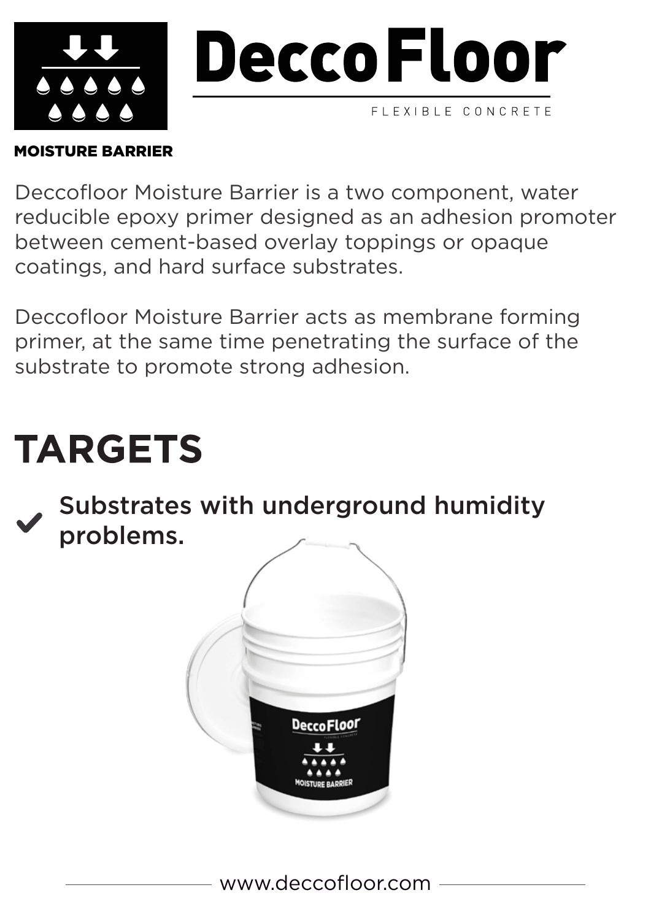# DeccoFloor

FLEXIBLE CONCRETE

**MOISTURE BARRIER**

Deccofloor Moisture Barrier is a two component, water reducible epoxy primer designed as an adhesion promoter between cement-based overlay toppings or opaque coatings, and hard surface substrates.

Deccofloor Moisture Barrier acts as membrane forming primer, at the same time penetrating the surface of the substrate to promote strong adhesion.

# TARGETS

- ✔ Substrates with underground humidity problems.

www.deccofloor.com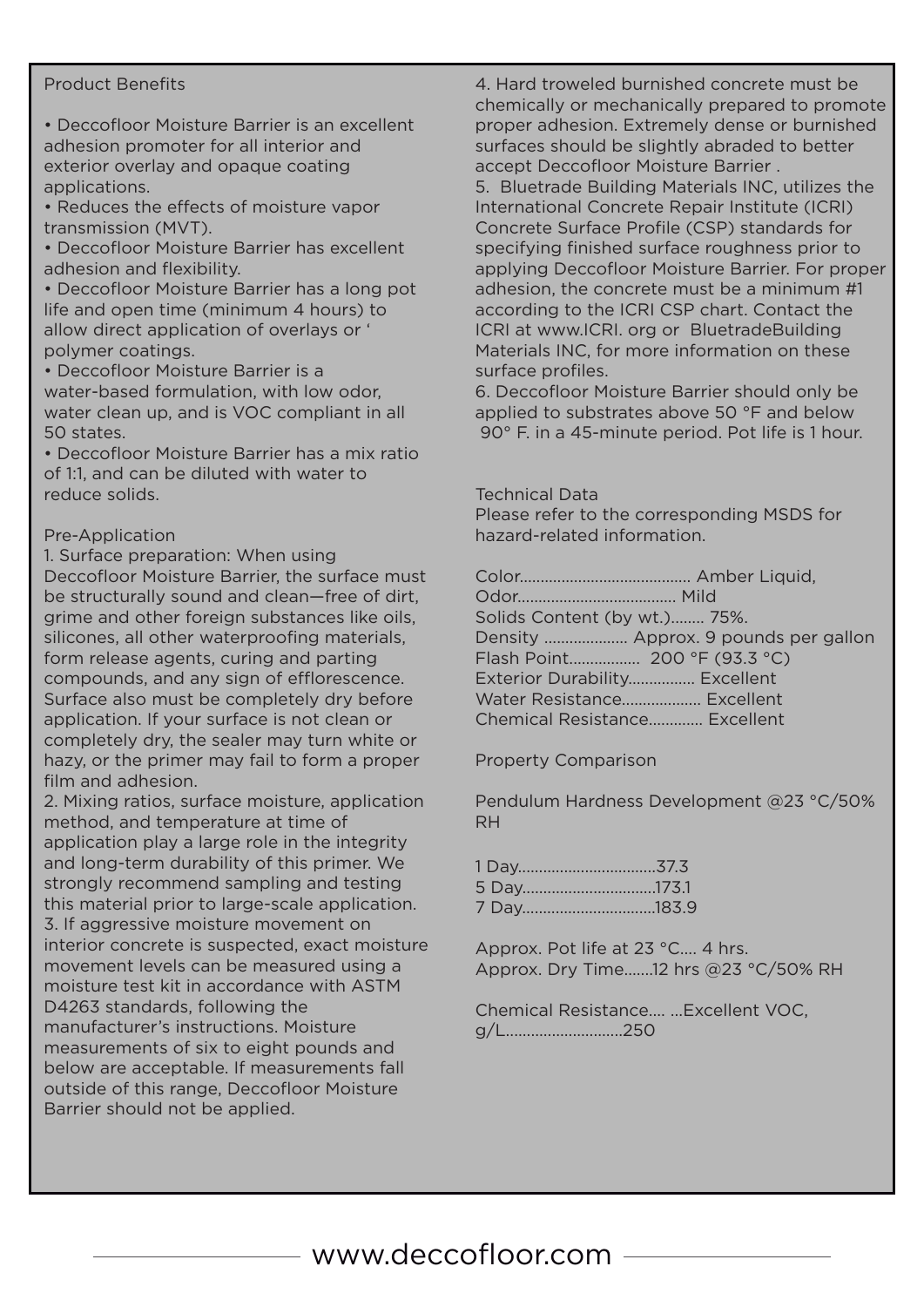## Product Benefits

- Deccofloor Moisture Barrier is an excellent adhesion promoter for all interior and exterior overlay and opaque coating applications.
- Reduces the effects of moisture vapor transmission (MVT).
- Deccofloor Moisture Barrier has excellent adhesion and flexibility.
- Deccofloor Moisture Barrier has a long pot life and open time (minimum 4 hours) to allow direct application of overlays or ' polymer coatings.
- Deccofloor Moisture Barrier is a water-based formulation, with low odor, water clean up, and is VOC compliant in all 50 states.
- Deccofloor Moisture Barrier has a mix ratio of 1:1, and can be diluted with water to reduce solids.

## Pre-Application

1. Surface preparation: When using Deccofloor Moisture Barrier, the surface must be structurally sound and clean—free of dirt, grime and other foreign substances like oils, silicones, all other waterproofing materials, form release agents, curing and parting compounds, and any sign of efflorescence. Surface also must be completely dry before application. If your surface is not clean or completely dry, the sealer may turn white or hazy, or the primer may fail to form a proper film and adhesion.
2. Mixing ratios, surface moisture, application method, and temperature at time of application play a large role in the integrity and long-term durability of this primer. We strongly recommend sampling and testing this material prior to large-scale application.
3. If aggressive moisture movement on interior concrete is suspected, exact moisture movement levels can be measured using a moisture test kit in accordance with ASTM D4263 standards, following the manufacturer's instructions. Moisture measurements of six to eight pounds and below are acceptable. If measurements fall outside of this range, Deccofloor Moisture Barrier should not be applied.
4. Hard troweled burnished concrete must be chemically or mechanically prepared to promote proper adhesion. Extremely dense or burnished surfaces should be slightly abraded to better accept Deccofloor Moisture Barrier .
5. Bluetrade Building Materials INC, utilizes the International Concrete Repair Institute (ICRI) Concrete Surface Profile (CSP) standards for specifying finished surface roughness prior to applying Deccofloor Moisture Barrier. For proper adhesion, the concrete must be a minimum #1 according to the ICRI CSP chart. Contact the ICRI at www.ICRI. org or BluetradeBuilding Materials INC, for more information on these surface profiles.
6. Deccofloor Moisture Barrier should only be applied to substrates above 50 °F and below 90° F. in a 45-minute period. Pot life is 1 hour.

## Technical Data

Please refer to the corresponding MSDS for hazard-related information.

Color........................................ Amber Liquid,
Odor..................................... Mild
Solids Content (by wt.)........ 75%.
Density .................... Approx. 9 pounds per gallon
Flash Point................. 200 °F (93.3 °C)
Exterior Durability................ Excellent
Water Resistance................... Excellent
Chemical Resistance............. Excellent

## Property Comparison

Pendulum Hardness Development @23 °C/50% RH

1 Day................................37.3
5 Day...............................173.1
7 Day...............................183.9

Approx. Pot life at 23 °C.... 4 hrs.
Approx. Dry Time.......12 hrs @23 °C/50% RH

Chemical Resistance.... ...Excellent VOC, g/L............................250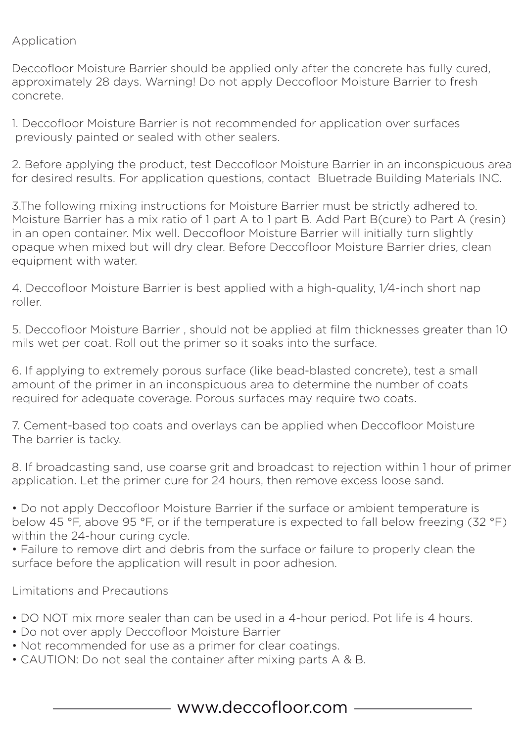## Application

Deccofloor Moisture Barrier should be applied only after the concrete has fully cured, approximately 28 days. Warning! Do not apply Deccofloor Moisture Barrier to fresh concrete.

1. Deccofloor Moisture Barrier is not recommended for application over surfaces previously painted or sealed with other sealers.

2. Before applying the product, test Deccofloor Moisture Barrier in an inconspicuous area for desired results. For application questions, contact Bluetrade Building Materials INC.

3.The following mixing instructions for Moisture Barrier must be strictly adhered to. Moisture Barrier has a mix ratio of 1 part A to 1 part B. Add Part B(cure) to Part A (resin) in an open container. Mix well. Deccofloor Moisture Barrier will initially turn slightly opaque when mixed but will dry clear. Before Deccofloor Moisture Barrier dries, clean equipment with water.

4. Deccofloor Moisture Barrier is best applied with a high-quality, 1/4-inch short nap roller.

5. Deccofloor Moisture Barrier , should not be applied at film thicknesses greater than 10 mils wet per coat. Roll out the primer so it soaks into the surface.

6. If applying to extremely porous surface (like bead-blasted concrete), test a small amount of the primer in an inconspicuous area to determine the number of coats required for adequate coverage. Porous surfaces may require two coats.

7. Cement-based top coats and overlays can be applied when Deccofloor Moisture The barrier is tacky.

8. If broadcasting sand, use coarse grit and broadcast to rejection within 1 hour of primer application. Let the primer cure for 24 hours, then remove excess loose sand.

- Do not apply Deccofloor Moisture Barrier if the surface or ambient temperature is below 45 °F, above 95 °F, or if the temperature is expected to fall below freezing (32 °F) within the 24-hour curing cycle.
- Failure to remove dirt and debris from the surface or failure to properly clean the surface before the application will result in poor adhesion.

## Limitations and Precautions

- DO NOT mix more sealer than can be used in a 4-hour period. Pot life is 4 hours.
- Do not over apply Deccofloor Moisture Barrier
- Not recommended for use as a primer for clear coatings.
- CAUTION: Do not seal the container after mixing parts A & B.

www.deccofloor.com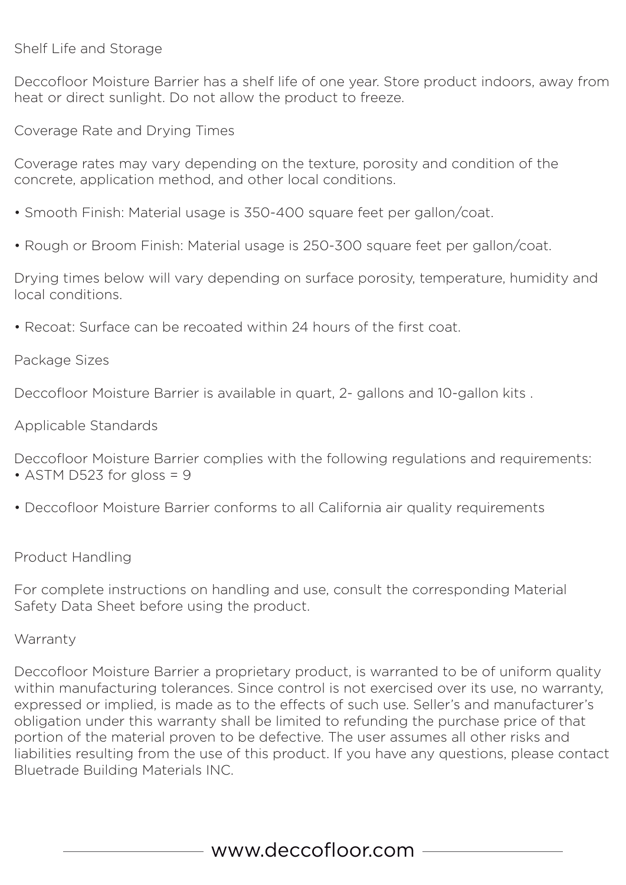## Shelf Life and Storage

Deccofloor Moisture Barrier has a shelf life of one year. Store product indoors, away from heat or direct sunlight. Do not allow the product to freeze.

## Coverage Rate and Drying Times

Coverage rates may vary depending on the texture, porosity and condition of the concrete, application method, and other local conditions.

- Smooth Finish: Material usage is 350-400 square feet per gallon/coat.

- Rough or Broom Finish: Material usage is 250-300 square feet per gallon/coat.

Drying times below will vary depending on surface porosity, temperature, humidity and local conditions.

- Recoat: Surface can be recoated within 24 hours of the first coat.

## Package Sizes

Deccofloor Moisture Barrier is available in quart, 2- gallons and 10-gallon kits .

## Applicable Standards

Deccofloor Moisture Barrier complies with the following regulations and requirements:

- ASTM D523 for gloss = 9

- Deccofloor Moisture Barrier conforms to all California air quality requirements

## Product Handling

For complete instructions on handling and use, consult the corresponding Material Safety Data Sheet before using the product.

## Warranty

Deccofloor Moisture Barrier a proprietary product, is warranted to be of uniform quality within manufacturing tolerances. Since control is not exercised over its use, no warranty, expressed or implied, is made as to the effects of such use. Seller's and manufacturer's obligation under this warranty shall be limited to refunding the purchase price of that portion of the material proven to be defective. The user assumes all other risks and liabilities resulting from the use of this product. If you have any questions, please contact Bluetrade Building Materials INC.